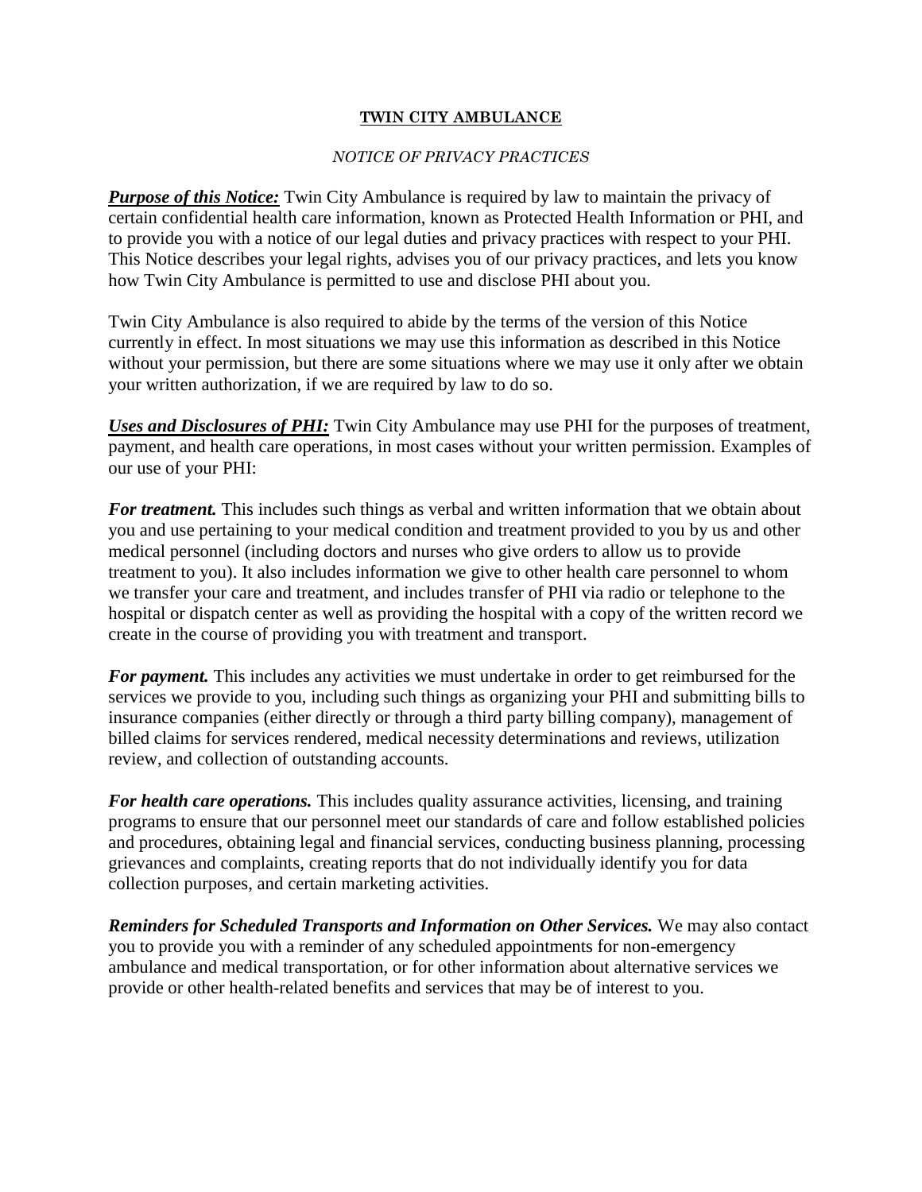# **TWIN CITY AMBULANCE**

*NOTICE OF PRIVACY PRACTICES*

***Purpose of this Notice:*** Twin City Ambulance is required by law to maintain the privacy of certain confidential health care information, known as Protected Health Information or PHI, and to provide you with a notice of our legal duties and privacy practices with respect to your PHI. This Notice describes your legal rights, advises you of our privacy practices, and lets you know how Twin City Ambulance is permitted to use and disclose PHI about you.

Twin City Ambulance is also required to abide by the terms of the version of this Notice currently in effect. In most situations we may use this information as described in this Notice without your permission, but there are some situations where we may use it only after we obtain your written authorization, if we are required by law to do so.

***Uses and Disclosures of PHI:*** Twin City Ambulance may use PHI for the purposes of treatment, payment, and health care operations, in most cases without your written permission. Examples of our use of your PHI:

***For treatment.*** This includes such things as verbal and written information that we obtain about you and use pertaining to your medical condition and treatment provided to you by us and other medical personnel (including doctors and nurses who give orders to allow us to provide treatment to you). It also includes information we give to other health care personnel to whom we transfer your care and treatment, and includes transfer of PHI via radio or telephone to the hospital or dispatch center as well as providing the hospital with a copy of the written record we create in the course of providing you with treatment and transport.

***For payment.*** This includes any activities we must undertake in order to get reimbursed for the services we provide to you, including such things as organizing your PHI and submitting bills to insurance companies (either directly or through a third party billing company), management of billed claims for services rendered, medical necessity determinations and reviews, utilization review, and collection of outstanding accounts.

***For health care operations.*** This includes quality assurance activities, licensing, and training programs to ensure that our personnel meet our standards of care and follow established policies and procedures, obtaining legal and financial services, conducting business planning, processing grievances and complaints, creating reports that do not individually identify you for data collection purposes, and certain marketing activities.

***Reminders for Scheduled Transports and Information on Other Services.*** We may also contact you to provide you with a reminder of any scheduled appointments for non-emergency ambulance and medical transportation, or for other information about alternative services we provide or other health-related benefits and services that may be of interest to you.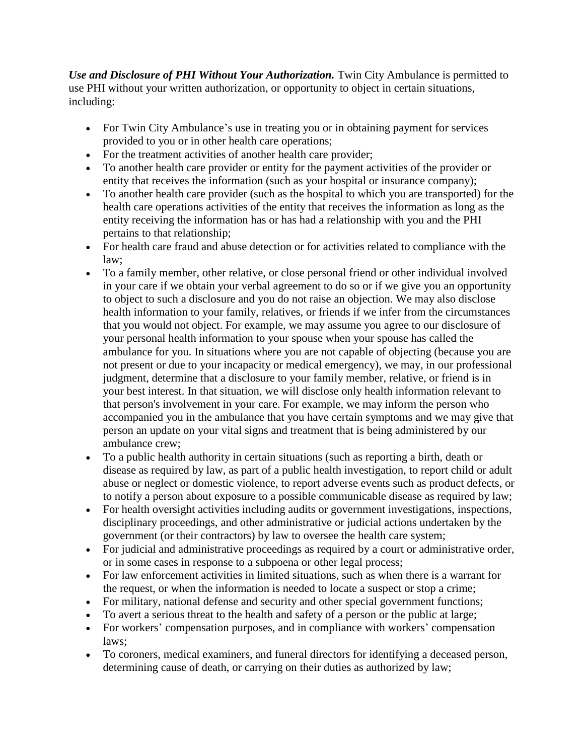***Use and Disclosure of PHI Without Your Authorization.*** Twin City Ambulance is permitted to use PHI without your written authorization, or opportunity to object in certain situations, including:

- For Twin City Ambulance's use in treating you or in obtaining payment for services provided to you or in other health care operations;
- For the treatment activities of another health care provider;
- To another health care provider or entity for the payment activities of the provider or entity that receives the information (such as your hospital or insurance company);
- To another health care provider (such as the hospital to which you are transported) for the health care operations activities of the entity that receives the information as long as the entity receiving the information has or has had a relationship with you and the PHI pertains to that relationship;
- For health care fraud and abuse detection or for activities related to compliance with the law;
- To a family member, other relative, or close personal friend or other individual involved in your care if we obtain your verbal agreement to do so or if we give you an opportunity to object to such a disclosure and you do not raise an objection. We may also disclose health information to your family, relatives, or friends if we infer from the circumstances that you would not object. For example, we may assume you agree to our disclosure of your personal health information to your spouse when your spouse has called the ambulance for you. In situations where you are not capable of objecting (because you are not present or due to your incapacity or medical emergency), we may, in our professional judgment, determine that a disclosure to your family member, relative, or friend is in your best interest. In that situation, we will disclose only health information relevant to that person's involvement in your care. For example, we may inform the person who accompanied you in the ambulance that you have certain symptoms and we may give that person an update on your vital signs and treatment that is being administered by our ambulance crew;
- To a public health authority in certain situations (such as reporting a birth, death or disease as required by law, as part of a public health investigation, to report child or adult abuse or neglect or domestic violence, to report adverse events such as product defects, or to notify a person about exposure to a possible communicable disease as required by law;
- For health oversight activities including audits or government investigations, inspections, disciplinary proceedings, and other administrative or judicial actions undertaken by the government (or their contractors) by law to oversee the health care system;
- For judicial and administrative proceedings as required by a court or administrative order, or in some cases in response to a subpoena or other legal process;
- For law enforcement activities in limited situations, such as when there is a warrant for the request, or when the information is needed to locate a suspect or stop a crime;
- For military, national defense and security and other special government functions;
- To avert a serious threat to the health and safety of a person or the public at large;
- For workers' compensation purposes, and in compliance with workers' compensation laws;
- To coroners, medical examiners, and funeral directors for identifying a deceased person, determining cause of death, or carrying on their duties as authorized by law;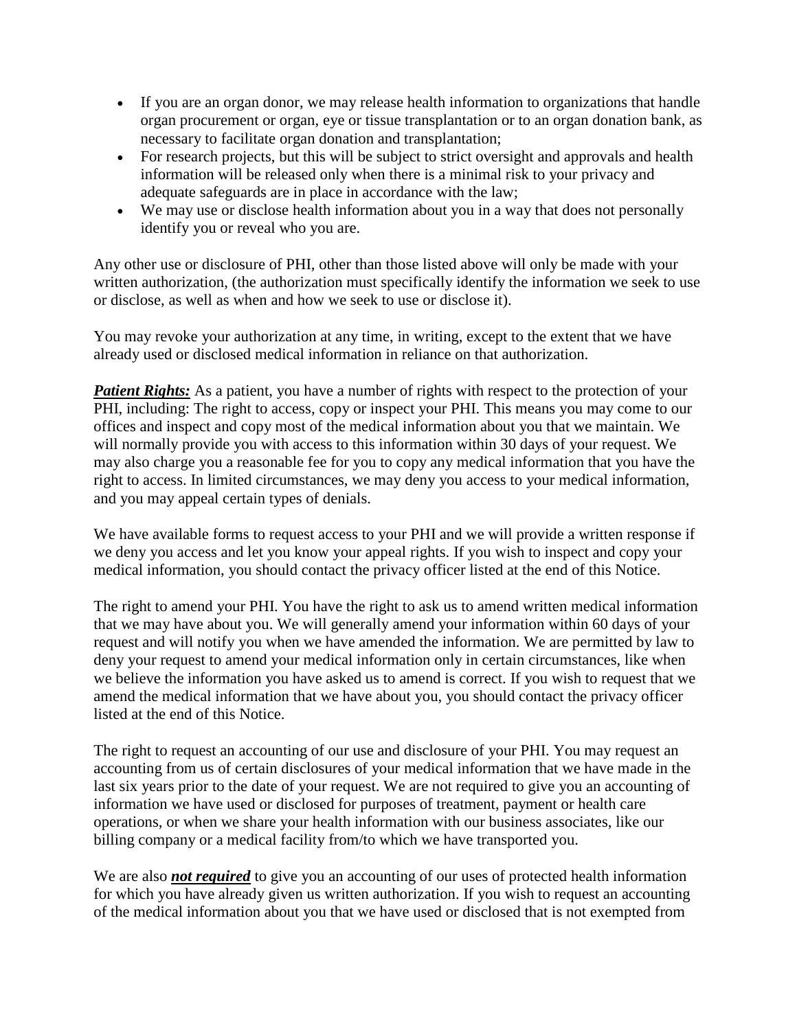- If you are an organ donor, we may release health information to organizations that handle organ procurement or organ, eye or tissue transplantation or to an organ donation bank, as necessary to facilitate organ donation and transplantation;
- For research projects, but this will be subject to strict oversight and approvals and health information will be released only when there is a minimal risk to your privacy and adequate safeguards are in place in accordance with the law;
- We may use or disclose health information about you in a way that does not personally identify you or reveal who you are.

Any other use or disclosure of PHI, other than those listed above will only be made with your written authorization, (the authorization must specifically identify the information we seek to use or disclose, as well as when and how we seek to use or disclose it).

You may revoke your authorization at any time, in writing, except to the extent that we have already used or disclosed medical information in reliance on that authorization.

***Patient Rights:*** As a patient, you have a number of rights with respect to the protection of your PHI, including: The right to access, copy or inspect your PHI. This means you may come to our offices and inspect and copy most of the medical information about you that we maintain. We will normally provide you with access to this information within 30 days of your request. We may also charge you a reasonable fee for you to copy any medical information that you have the right to access. In limited circumstances, we may deny you access to your medical information, and you may appeal certain types of denials.

We have available forms to request access to your PHI and we will provide a written response if we deny you access and let you know your appeal rights. If you wish to inspect and copy your medical information, you should contact the privacy officer listed at the end of this Notice.

The right to amend your PHI. You have the right to ask us to amend written medical information that we may have about you. We will generally amend your information within 60 days of your request and will notify you when we have amended the information. We are permitted by law to deny your request to amend your medical information only in certain circumstances, like when we believe the information you have asked us to amend is correct. If you wish to request that we amend the medical information that we have about you, you should contact the privacy officer listed at the end of this Notice.

The right to request an accounting of our use and disclosure of your PHI. You may request an accounting from us of certain disclosures of your medical information that we have made in the last six years prior to the date of your request. We are not required to give you an accounting of information we have used or disclosed for purposes of treatment, payment or health care operations, or when we share your health information with our business associates, like our billing company or a medical facility from/to which we have transported you.

We are also ***not required*** to give you an accounting of our uses of protected health information for which you have already given us written authorization. If you wish to request an accounting of the medical information about you that we have used or disclosed that is not exempted from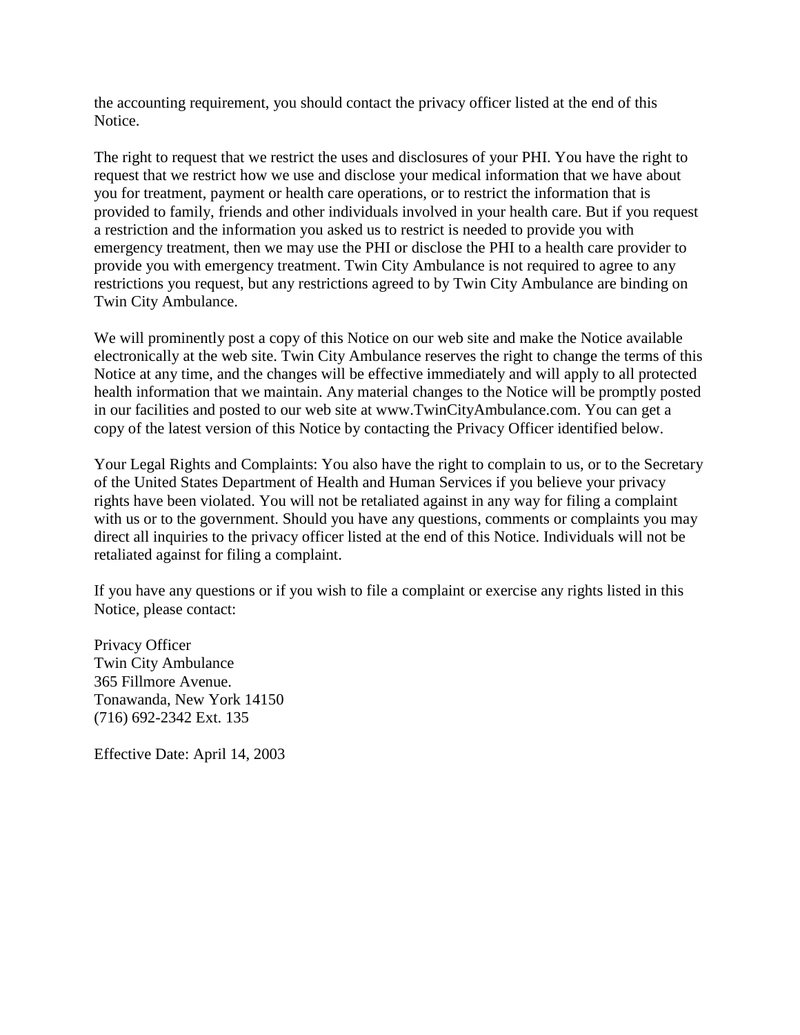the accounting requirement, you should contact the privacy officer listed at the end of this Notice.

The right to request that we restrict the uses and disclosures of your PHI. You have the right to request that we restrict how we use and disclose your medical information that we have about you for treatment, payment or health care operations, or to restrict the information that is provided to family, friends and other individuals involved in your health care. But if you request a restriction and the information you asked us to restrict is needed to provide you with emergency treatment, then we may use the PHI or disclose the PHI to a health care provider to provide you with emergency treatment. Twin City Ambulance is not required to agree to any restrictions you request, but any restrictions agreed to by Twin City Ambulance are binding on Twin City Ambulance.

We will prominently post a copy of this Notice on our web site and make the Notice available electronically at the web site. Twin City Ambulance reserves the right to change the terms of this Notice at any time, and the changes will be effective immediately and will apply to all protected health information that we maintain. Any material changes to the Notice will be promptly posted in our facilities and posted to our web site at www.TwinCityAmbulance.com. You can get a copy of the latest version of this Notice by contacting the Privacy Officer identified below.

Your Legal Rights and Complaints: You also have the right to complain to us, or to the Secretary of the United States Department of Health and Human Services if you believe your privacy rights have been violated. You will not be retaliated against in any way for filing a complaint with us or to the government. Should you have any questions, comments or complaints you may direct all inquiries to the privacy officer listed at the end of this Notice. Individuals will not be retaliated against for filing a complaint.

If you have any questions or if you wish to file a complaint or exercise any rights listed in this Notice, please contact:

Privacy Officer
Twin City Ambulance
365 Fillmore Avenue.
Tonawanda, New York 14150
(716) 692-2342 Ext. 135

Effective Date: April 14, 2003